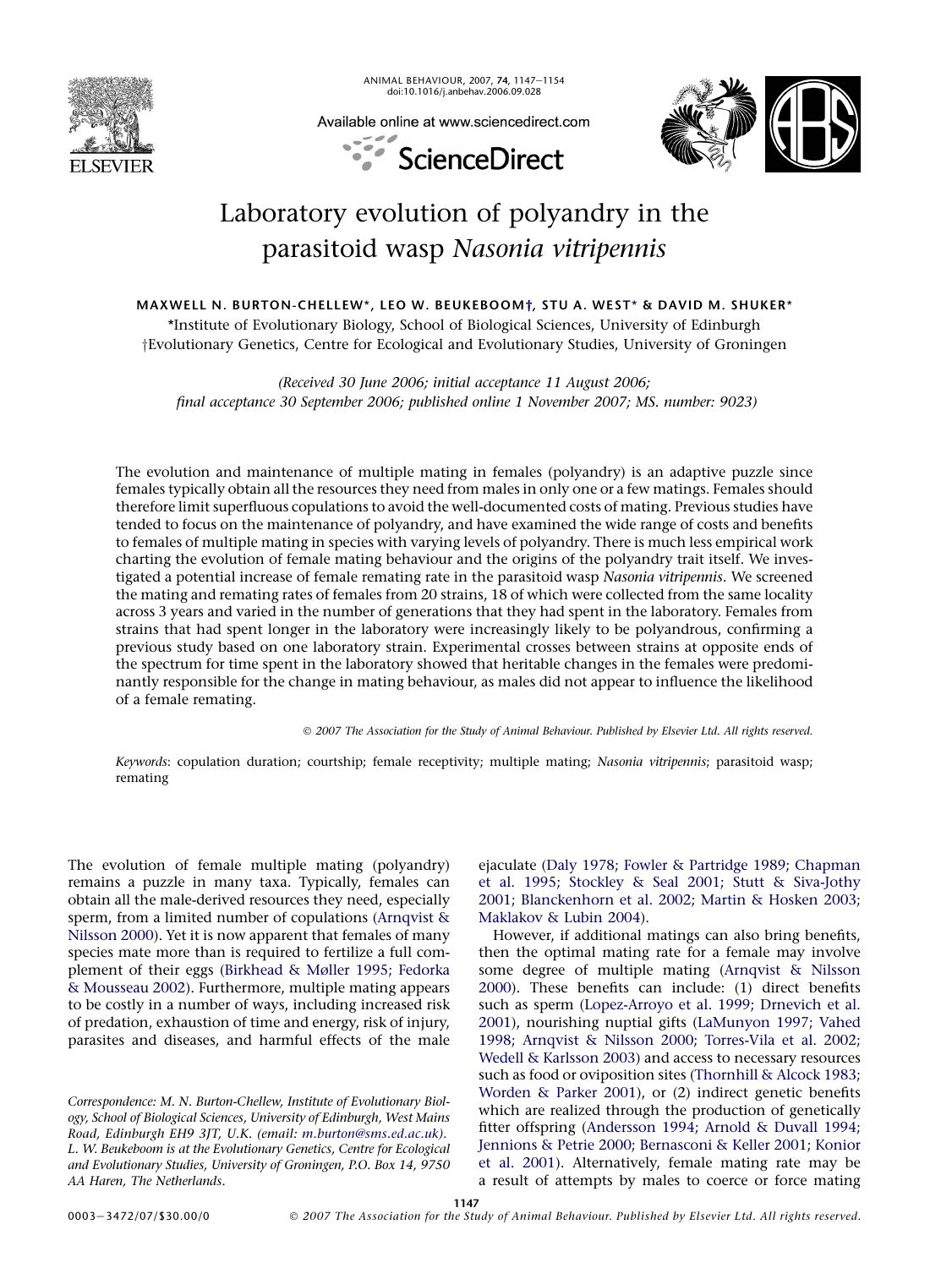# Laboratory evolution of polyandry in the parasitoid wasp *Nasonia vitripennis*

**MAXWELL N. BURTON-CHELLEW\*, LEO W. BEUKEBOOM†, STU A. WEST\* & DAVID M. SHUKER\***

\*Institute of Evolutionary Biology, School of Biological Sciences, University of Edinburgh

†Evolutionary Genetics, Centre for Ecological and Evolutionary Studies, University of Groningen

*(Received 30 June 2006; initial acceptance 11 August 2006; final acceptance 30 September 2006; published online 1 November 2007; MS. number: 9023)*

The evolution and maintenance of multiple mating in females (polyandry) is an adaptive puzzle since females typically obtain all the resources they need from males in only one or a few matings. Females should therefore limit superfluous copulations to avoid the well-documented costs of mating. Previous studies have tended to focus on the maintenance of polyandry, and have examined the wide range of costs and benefits to females of multiple mating in species with varying levels of polyandry. There is much less empirical work charting the evolution of female mating behaviour and the origins of the polyandry trait itself. We investigated a potential increase of female remating rate in the parasitoid wasp *Nasonia vitripennis*. We screened the mating and remating rates of females from 20 strains, 18 of which were collected from the same locality across 3 years and varied in the number of generations that they had spent in the laboratory. Females from strains that had spent longer in the laboratory were increasingly likely to be polyandrous, confirming a previous study based on one laboratory strain. Experimental crosses between strains at opposite ends of the spectrum for time spent in the laboratory showed that heritable changes in the females were predominantly responsible for the change in mating behaviour, as males did not appear to influence the likelihood of a female remating.

© 2007 The Association for the Study of Animal Behaviour. Published by Elsevier Ltd. All rights reserved.

*Keywords*: copulation duration; courtship; female receptivity; multiple mating; *Nasonia vitripennis*; parasitoid wasp; remating

The evolution of female multiple mating (polyandry) remains a puzzle in many taxa. Typically, females can obtain all the male-derived resources they need, especially sperm, from a limited number of copulations (Arnqvist & Nilsson 2000). Yet it is now apparent that females of many species mate more than is required to fertilize a full complement of their eggs (Birkhead & Møller 1995; Fedorka & Mousseau 2002). Furthermore, multiple mating appears to be costly in a number of ways, including increased risk of predation, exhaustion of time and energy, risk of injury, parasites and diseases, and harmful effects of the male ejaculate (Daly 1978; Fowler & Partridge 1989; Chapman et al. 1995; Stockley & Seal 2001; Stutt & Siva-Jothy 2001; Blanckenhorn et al. 2002; Martin & Hosken 2003; Maklakov & Lubin 2004).

However, if additional matings can also bring benefits, then the optimal mating rate for a female may involve some degree of multiple mating (Arnqvist & Nilsson 2000). These benefits can include: (1) direct benefits such as sperm (Lopez-Arroyo et al. 1999; Drnevich et al. 2001), nourishing nuptial gifts (LaMunyon 1997; Vahed 1998; Arnqvist & Nilsson 2000; Torres-Vila et al. 2002; Wedell & Karlsson 2003) and access to necessary resources such as food or oviposition sites (Thornhill & Alcock 1983; Worden & Parker 2001), or (2) indirect genetic benefits which are realized through the production of genetically fitter offspring (Andersson 1994; Arnold & Duvall 1994; Jennions & Petrie 2000; Bernasconi & Keller 2001; Konior et al. 2001). Alternatively, female mating rate may be a result of attempts by males to coerce or force mating

Correspondence: M. N. Burton-Chellew, Institute of Evolutionary Biology, School of Biological Sciences, University of Edinburgh, West Mains Road, Edinburgh EH9 3JT, U.K. (email: m.burton@sms.ed.ac.uk). L. W. Beukeboom is at the Evolutionary Genetics, Centre for Ecological and Evolutionary Studies, University of Groningen, P.O. Box 14, 9750 AA Haren, The Netherlands.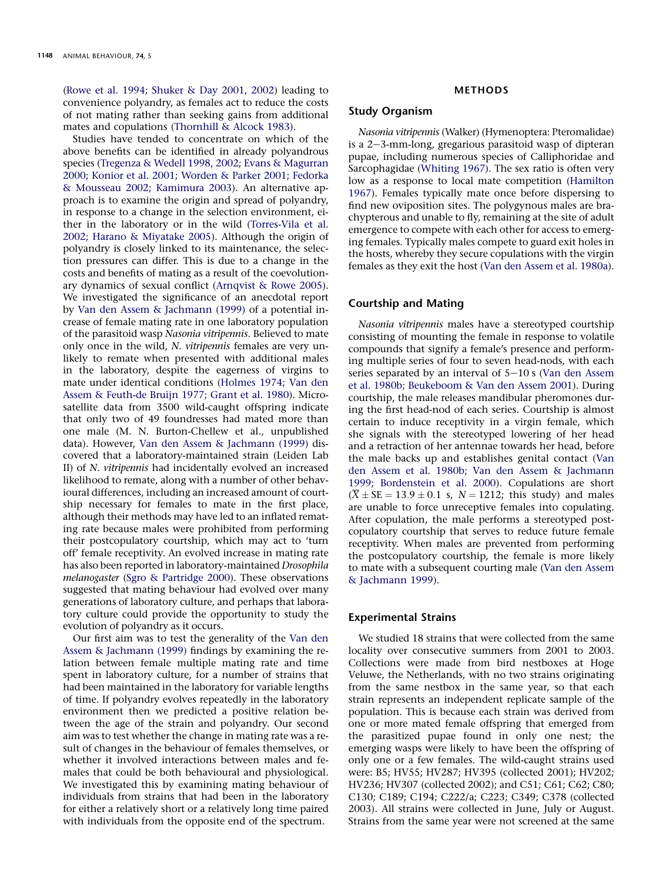(Rowe et al. 1994; Shuker & Day 2001, 2002) leading to convenience polyandry, as females act to reduce the costs of not mating rather than seeking gains from additional mates and copulations (Thornhill & Alcock 1983).

Studies have tended to concentrate on which of the above benefits can be identified in already polyandrous species (Tregenza & Wedell 1998, 2002; Evans & Magurran 2000; Konior et al. 2001; Worden & Parker 2001; Fedorka & Mousseau 2002; Kamimura 2003). An alternative approach is to examine the origin and spread of polyandry, in response to a change in the selection environment, either in the laboratory or in the wild (Torres-Vila et al. 2002; Harano & Miyatake 2005). Although the origin of polyandry is closely linked to its maintenance, the selection pressures can differ. This is due to a change in the costs and benefits of mating as a result of the coevolutionary dynamics of sexual conflict (Arnqvist & Rowe 2005). We investigated the significance of an anecdotal report by Van den Assem & Jachmann (1999) of a potential increase of female mating rate in one laboratory population of the parasitoid wasp *Nasonia vitripennis*. Believed to mate only once in the wild, *N. vitripennis* females are very unlikely to remate when presented with additional males in the laboratory, despite the eagerness of virgins to mate under identical conditions (Holmes 1974; Van den Assem & Feuth-de Bruijn 1977; Grant et al. 1980). Microsatellite data from 3500 wild-caught offspring indicate that only two of 49 foundresses had mated more than one male (M. N. Burton-Chellew et al., unpublished data). However, Van den Assem & Jachmann (1999) discovered that a laboratory-maintained strain (Leiden Lab II) of *N. vitripennis* had incidentally evolved an increased likelihood to remate, along with a number of other behavioural differences, including an increased amount of courtship necessary for females to mate in the first place, although their methods may have led to an inflated remating rate because males were prohibited from performing their postcopulatory courtship, which may act to 'turn off' female receptivity. An evolved increase in mating rate has also been reported in laboratory-maintained *Drosophila melanogaster* (Sgro & Partridge 2000). These observations suggested that mating behaviour had evolved over many generations of laboratory culture, and perhaps that laboratory culture could provide the opportunity to study the evolution of polyandry as it occurs.

Our first aim was to test the generality of the Van den Assem & Jachmann (1999) findings by examining the relation between female multiple mating rate and time spent in laboratory culture, for a number of strains that had been maintained in the laboratory for variable lengths of time. If polyandry evolves repeatedly in the laboratory environment then we predicted a positive relation between the age of the strain and polyandry. Our second aim was to test whether the change in mating rate was a result of changes in the behaviour of females themselves, or whether it involved interactions between males and females that could be both behavioural and physiological. We investigated this by examining mating behaviour of individuals from strains that had been in the laboratory for either a relatively short or a relatively long time paired with individuals from the opposite end of the spectrum.

## METHODS

### Study Organism

*Nasonia vitripennis* (Walker) (Hymenoptera: Pteromalidae) is a 2–3-mm-long, gregarious parasitoid wasp of dipteran pupae, including numerous species of Calliphoridae and Sarcophagidae (Whiting 1967). The sex ratio is often very low as a response to local mate competition (Hamilton 1967). Females typically mate once before dispersing to find new oviposition sites. The polygynous males are brachypterous and unable to fly, remaining at the site of adult emergence to compete with each other for access to emerging females. Typically males compete to guard exit holes in the hosts, whereby they secure copulations with the virgin females as they exit the host (Van den Assem et al. 1980a).

### Courtship and Mating

*Nasonia vitripennis* males have a stereotyped courtship consisting of mounting the female in response to volatile compounds that signify a female's presence and performing multiple series of four to seven head-nods, with each series separated by an interval of 5–10 s (Van den Assem et al. 1980b; Beukeboom & Van den Assem 2001). During courtship, the male releases mandibular pheromones during the first head-nod of each series. Courtship is almost certain to induce receptivity in a virgin female, which she signals with the stereotyped lowering of her head and a retraction of her antennae towards her head, before the male backs up and establishes genital contact (Van den Assem et al. 1980b; Van den Assem & Jachmann 1999; Bordenstein et al. 2000). Copulations are short ($\overline{X} \pm \mathrm{SE} = 13.9 \pm 0.1$ s, $N = 1212$; this study) and males are unable to force unreceptive females into copulating. After copulation, the male performs a stereotyped postcopulatory courtship that serves to reduce future female receptivity. When males are prevented from performing the postcopulatory courtship, the female is more likely to mate with a subsequent courting male (Van den Assem & Jachmann 1999).

### Experimental Strains

We studied 18 strains that were collected from the same locality over consecutive summers from 2001 to 2003. Collections were made from bird nestboxes at Hoge Veluwe, the Netherlands, with no two strains originating from the same nestbox in the same year, so that each strain represents an independent replicate sample of the population. This is because each strain was derived from one or more mated female offspring that emerged from the parasitized pupae found in only one nest; the emerging wasps were likely to have been the offspring of only one or a few females. The wild-caught strains used were: B5; HV55; HV287; HV395 (collected 2001); HV202; HV236; HV307 (collected 2002); and C51; C61; C62; C80; C130; C189; C194; C222/a; C223; C349; C378 (collected 2003). All strains were collected in June, July or August. Strains from the same year were not screened at the same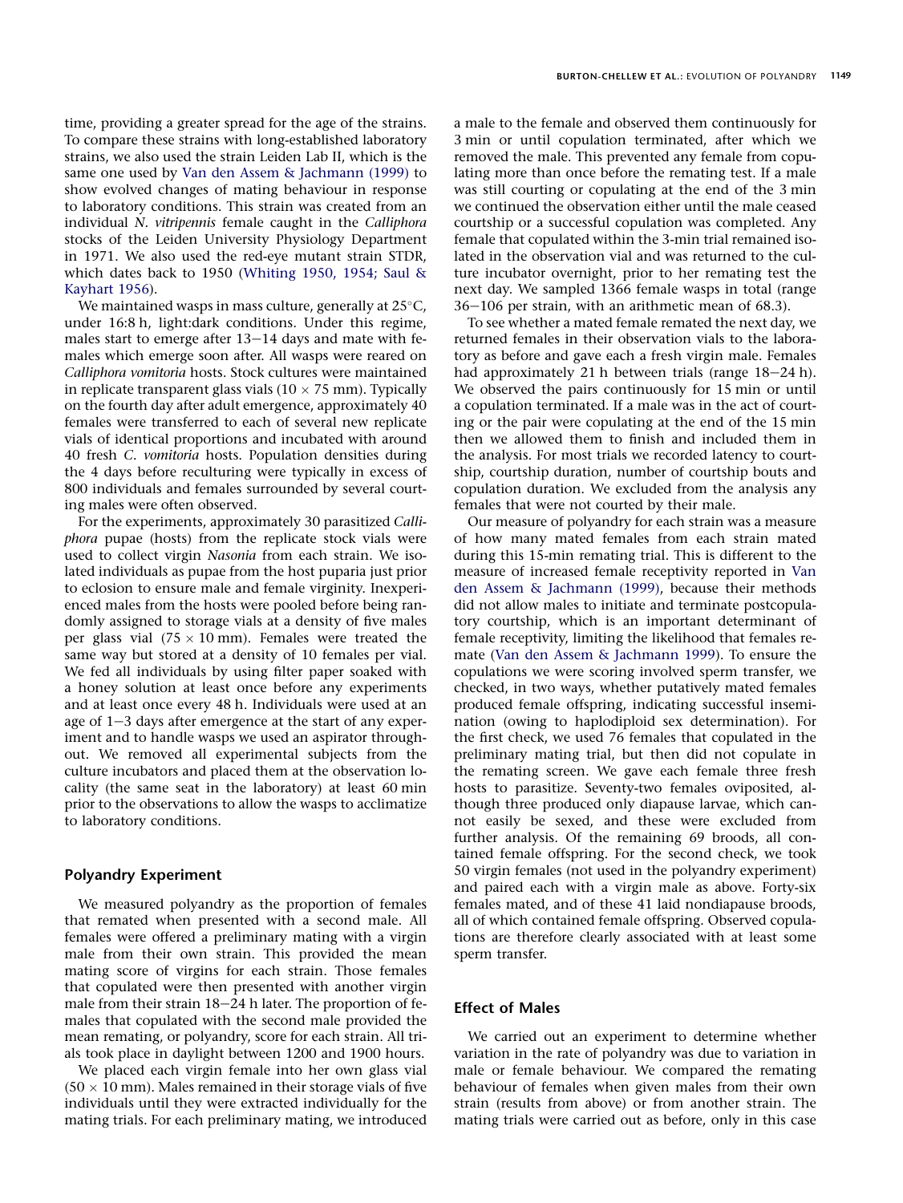time, providing a greater spread for the age of the strains. To compare these strains with long-established laboratory strains, we also used the strain Leiden Lab II, which is the same one used by Van den Assem & Jachmann (1999) to show evolved changes of mating behaviour in response to laboratory conditions. This strain was created from an individual *N. vitripennis* female caught in the *Calliphora* stocks of the Leiden University Physiology Department in 1971. We also used the red-eye mutant strain STDR, which dates back to 1950 (Whiting 1950, 1954; Saul & Kayhart 1956).

We maintained wasps in mass culture, generally at 25°C, under 16:8 h, light:dark conditions. Under this regime, males start to emerge after 13−14 days and mate with females which emerge soon after. All wasps were reared on *Calliphora vomitoria* hosts. Stock cultures were maintained in replicate transparent glass vials (10 × 75 mm). Typically on the fourth day after adult emergence, approximately 40 females were transferred to each of several new replicate vials of identical proportions and incubated with around 40 fresh *C. vomitoria* hosts. Population densities during the 4 days before reculturing were typically in excess of 800 individuals and females surrounded by several courting males were often observed.

For the experiments, approximately 30 parasitized *Calliphora* pupae (hosts) from the replicate stock vials were used to collect virgin *Nasonia* from each strain. We isolated individuals as pupae from the host puparia just prior to eclosion to ensure male and female virginity. Inexperienced males from the hosts were pooled before being randomly assigned to storage vials at a density of five males per glass vial (75 × 10 mm). Females were treated the same way but stored at a density of 10 females per vial. We fed all individuals by using filter paper soaked with a honey solution at least once before any experiments and at least once every 48 h. Individuals were used at an age of 1−3 days after emergence at the start of any experiment and to handle wasps we used an aspirator throughout. We removed all experimental subjects from the culture incubators and placed them at the observation locality (the same seat in the laboratory) at least 60 min prior to the observations to allow the wasps to acclimatize to laboratory conditions.

## Polyandry Experiment

We measured polyandry as the proportion of females that remated when presented with a second male. All females were offered a preliminary mating with a virgin male from their own strain. This provided the mean mating score of virgins for each strain. Those females that copulated were then presented with another virgin male from their strain 18−24 h later. The proportion of females that copulated with the second male provided the mean remating, or polyandry, score for each strain. All trials took place in daylight between 1200 and 1900 hours.

We placed each virgin female into her own glass vial (50 × 10 mm). Males remained in their storage vials of five individuals until they were extracted individually for the mating trials. For each preliminary mating, we introduced a male to the female and observed them continuously for 3 min or until copulation terminated, after which we removed the male. This prevented any female from copulating more than once before the remating test. If a male was still courting or copulating at the end of the 3 min we continued the observation either until the male ceased courtship or a successful copulation was completed. Any female that copulated within the 3-min trial remained isolated in the observation vial and was returned to the culture incubator overnight, prior to her remating test the next day. We sampled 1366 female wasps in total (range 36−106 per strain, with an arithmetic mean of 68.3).

To see whether a mated female remated the next day, we returned females in their observation vials to the laboratory as before and gave each a fresh virgin male. Females had approximately 21 h between trials (range 18−24 h). We observed the pairs continuously for 15 min or until a copulation terminated. If a male was in the act of courting or the pair were copulating at the end of the 15 min then we allowed them to finish and included them in the analysis. For most trials we recorded latency to courtship, courtship duration, number of courtship bouts and copulation duration. We excluded from the analysis any females that were not courted by their male.

Our measure of polyandry for each strain was a measure of how many mated females from each strain mated during this 15-min remating trial. This is different to the measure of increased female receptivity reported in Van den Assem & Jachmann (1999), because their methods did not allow males to initiate and terminate postcopulatory courtship, which is an important determinant of female receptivity, limiting the likelihood that females remate (Van den Assem & Jachmann 1999). To ensure the copulations we were scoring involved sperm transfer, we checked, in two ways, whether putatively mated females produced female offspring, indicating successful insemination (owing to haplodiploid sex determination). For the first check, we used 76 females that copulated in the preliminary mating trial, but then did not copulate in the remating screen. We gave each female three fresh hosts to parasitize. Seventy-two females oviposited, although three produced only diapause larvae, which cannot easily be sexed, and these were excluded from further analysis. Of the remaining 69 broods, all contained female offspring. For the second check, we took 50 virgin females (not used in the polyandry experiment) and paired each with a virgin male as above. Forty-six females mated, and of these 41 laid nondiapause broods, all of which contained female offspring. Observed copulations are therefore clearly associated with at least some sperm transfer.

## Effect of Males

We carried out an experiment to determine whether variation in the rate of polyandry was due to variation in male or female behaviour. We compared the remating behaviour of females when given males from their own strain (results from above) or from another strain. The mating trials were carried out as before, only in this case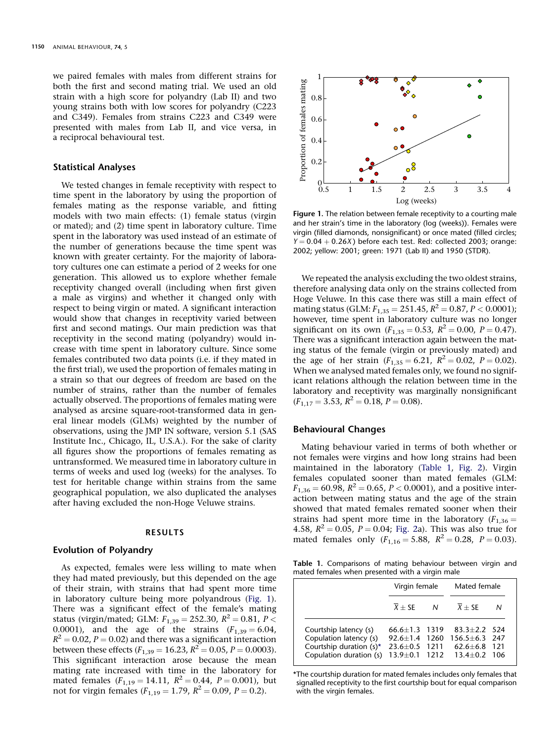we paired females with males from different strains for both the first and second mating trial. We used an old strain with a high score for polyandry (Lab II) and two young strains both with low scores for polyandry (C223 and C349). Females from strains C223 and C349 were presented with males from Lab II, and vice versa, in a reciprocal behavioural test.

## Statistical Analyses

We tested changes in female receptivity with respect to time spent in the laboratory by using the proportion of females mating as the response variable, and fitting models with two main effects: (1) female status (virgin or mated); and (2) time spent in laboratory culture. Time spent in the laboratory was used instead of an estimate of the number of generations because the time spent was known with greater certainty. For the majority of laboratory cultures one can estimate a period of 2 weeks for one generation. This allowed us to explore whether female receptivity changed overall (including when first given a male as virgins) and whether it changed only with respect to being virgin or mated. A significant interaction would show that changes in receptivity varied between first and second matings. Our main prediction was that receptivity in the second mating (polyandry) would increase with time spent in laboratory culture. Since some females contributed two data points (i.e. if they mated in the first trial), we used the proportion of females mating in a strain so that our degrees of freedom are based on the number of strains, rather than the number of females actually observed. The proportions of females mating were analysed as arcsine square-root-transformed data in general linear models (GLMs) weighted by the number of observations, using the JMP IN software, version 5.1 (SAS Institute Inc., Chicago, IL, U.S.A.). For the sake of clarity all figures show the proportions of females remating as untransformed. We measured time in laboratory culture in terms of weeks and used log (weeks) for the analyses. To test for heritable change within strains from the same geographical population, we also duplicated the analyses after having excluded the non-Hoge Veluwe strains.

# RESULTS

## Evolution of Polyandry

As expected, females were less willing to mate when they had mated previously, but this depended on the age of their strain, with strains that had spent more time in laboratory culture being more polyandrous (Fig. 1). There was a significant effect of the female's mating status (virgin/mated; GLM: $F_{1,39} = 252.30$, $R^2 = 0.81$, $P < 0.0001$), and the age of the strains ($F_{1,39} = 6.04$, $R^2 = 0.02$, $P = 0.02$) and there was a significant interaction between these effects ($F_{1,39} = 16.23$, $R^2 = 0.05$, $P = 0.0003$). This significant interaction arose because the mean mating rate increased with time in the laboratory for mated females ($F_{1,19} = 14.11$, $R^2 = 0.44$, $P = 0.001$), but not for virgin females ($F_{1,19} = 1.79$, $R^2 = 0.09$, $P = 0.2$).

**Figure 1.** The relation between female receptivity to a courting male and her strain's time in the laboratory (log (weeks)). Females were virgin (filled diamonds, nonsignificant) or once mated (filled circles; $Y = 0.04 + 0.26X$) before each test. Red: collected 2003; orange: 2002; yellow: 2001; green: 1971 (Lab II) and 1950 (STDR).

We repeated the analysis excluding the two oldest strains, therefore analysing data only on the strains collected from Hoge Veluwe. In this case there was still a main effect of mating status (GLM: $F_{1,35} = 251.45$, $R^2 = 0.87$, $P < 0.0001$); however, time spent in laboratory culture was no longer significant on its own ($F_{1,35} = 0.53$, $R^2 = 0.00$, $P = 0.47$). There was a significant interaction again between the mating status of the female (virgin or previously mated) and the age of her strain ($F_{1,35} = 6.21$, $R^2 = 0.02$, $P = 0.02$). When we analysed mated females only, we found no significant relations although the relation between time in the laboratory and receptivity was marginally nonsignificant ($F_{1,17} = 3.53$, $R^2 = 0.18$, $P = 0.08$).

## Behavioural Changes

Mating behaviour varied in terms of both whether or not females were virgins and how long strains had been maintained in the laboratory (Table 1, Fig. 2). Virgin females copulated sooner than mated females (GLM: $F_{1,36} = 60.98$, $R^2 = 0.65$, $P < 0.0001$), and a positive interaction between mating status and the age of the strain showed that mated females remated sooner when their strains had spent more time in the laboratory ($F_{1,36} = 4.58$, $R^2 = 0.05$, $P = 0.04$; Fig. 2a). This was also true for mated females only ($F_{1,16} = 5.88$, $R^2 = 0.28$, $P = 0.03$).

**Table 1.** Comparisons of mating behaviour between virgin and mated females when presented with a virgin male

| | Virgin female | | Mated female | |
|---|---|---|---|---|
| | $\overline{X} \pm$ SE | $N$ | $\overline{X} \pm$ SE | $N$ |
| Courtship latency (s) | 66.6±1.3 | 1319 | 83.3±2.2 | 524 |
| Copulation latency (s) | 92.6±1.4 | 1260 | 156.5±6.3 | 247 |
| Courtship duration (s)* | 23.6±0.5 | 1211 | 62.6±6.8 | 121 |
| Copulation duration (s) | 13.9±0.1 | 1212 | 13.4±0.2 | 106 |

*The courtship duration for mated females includes only females that signalled receptivity to the first courtship bout for equal comparison with the virgin females.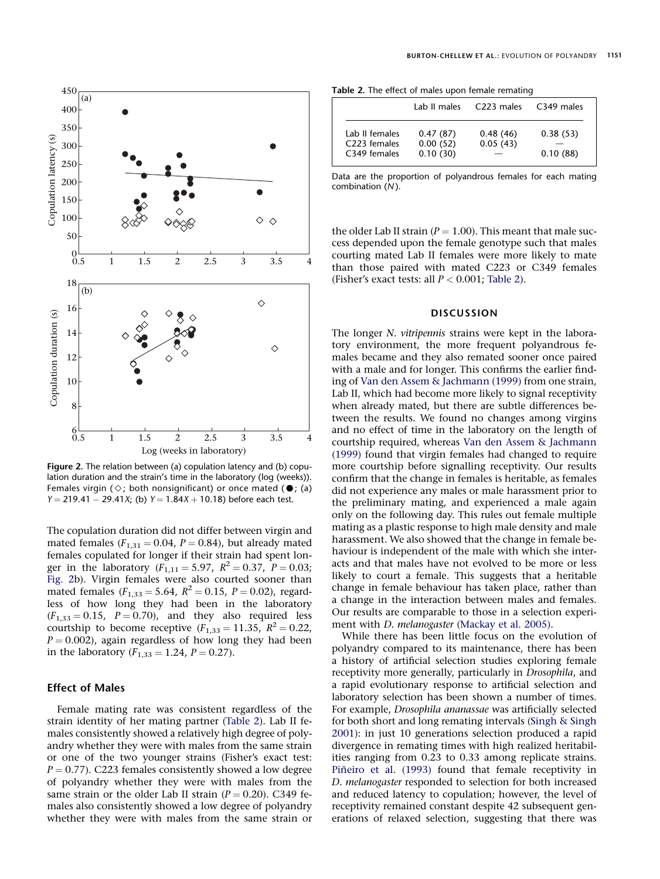Figure 2. The relation between (a) copulation latency and (b) copulation duration and the strain's time in the laboratory (log (weeks)). Females virgin (◇; both nonsignificant) or once mated (●; (a) $Y = 219.41 - 29.41X$; (b) $Y = 1.84X + 10.18$) before each test.

The copulation duration did not differ between virgin and mated females ($F_{1,31} = 0.04$, $P = 0.84$), but already mated females copulated for longer if their strain had spent longer in the laboratory ($F_{1,11} = 5.97$, $R^2 = 0.37$, $P = 0.03$; Fig. 2b). Virgin females were also courted sooner than mated females ($F_{1,33} = 5.64$, $R^2 = 0.15$, $P = 0.02$), regardless of how long they had been in the laboratory ($F_{1,33} = 0.15$, $P = 0.70$), and they also required less courtship to become receptive ($F_{1,33} = 11.35$, $R^2 = 0.22$, $P = 0.002$), again regardless of how long they had been in the laboratory ($F_{1,33} = 1.24$, $P = 0.27$).

### Effect of Males

Female mating rate was consistent regardless of the strain identity of her mating partner (Table 2). Lab II females consistently showed a relatively high degree of polyandry whether they were with males from the same strain or one of the two younger strains (Fisher's exact test: $P = 0.77$). C223 females consistently showed a low degree of polyandry whether they were with males from the same strain or the older Lab II strain ($P = 0.20$). C349 females also consistently showed a low degree of polyandry whether they were with males from the same strain or the older Lab II strain ($P = 1.00$). This meant that male success depended upon the female genotype such that males courting mated Lab II females were more likely to mate than those paired with mated C223 or C349 females (Fisher's exact tests: all $P < 0.001$; Table 2).

Table 2. The effect of males upon female remating

| | Lab II males | C223 males | C349 males |
|---|---|---|---|
| Lab II females | 0.47 (87) | 0.48 (46) | 0.38 (53) |
| C223 females | 0.00 (52) | 0.05 (43) | — |
| C349 females | 0.10 (30) | — | 0.10 (88) |

Data are the proportion of polyandrous females for each mating combination ($N$).

## DISCUSSION

The longer *N. vitripennis* strains were kept in the laboratory environment, the more frequent polyandrous females became and they also remated sooner once paired with a male and for longer. This confirms the earlier finding of Van den Assem & Jachmann (1999) from one strain, Lab II, which had become more likely to signal receptivity when already mated, but there are subtle differences between the results. We found no changes among virgins and no effect of time in the laboratory on the length of courtship required, whereas Van den Assem & Jachmann (1999) found that virgin females had changed to require more courtship before signalling receptivity. Our results confirm that the change in females is heritable, as females did not experience any males or male harassment prior to the preliminary mating, and experienced a male again only on the following day. This rules out female multiple mating as a plastic response to high male density and male harassment. We also showed that the change in female behaviour is independent of the male with which she interacts and that males have not evolved to be more or less likely to court a female. This suggests that a heritable change in female behaviour has taken place, rather than a change in the interaction between males and females. Our results are comparable to those in a selection experiment with *D. melanogaster* (Mackay et al. 2005).

While there has been little focus on the evolution of polyandry compared to its maintenance, there has been a history of artificial selection studies exploring female receptivity more generally, particularly in *Drosophila*, and a rapid evolutionary response to artificial selection and laboratory selection has been shown a number of times. For example, *Drosophila ananassae* was artificially selected for both short and long remating intervals (Singh & Singh 2001): in just 10 generations selection produced a rapid divergence in remating times with high realized heritabilities ranging from 0.23 to 0.33 among replicate strains. Piñeiro et al. (1993) found that female receptivity in *D. melanogaster* responded to selection for both increased and reduced latency to copulation; however, the level of receptivity remained constant despite 42 subsequent generations of relaxed selection, suggesting that there was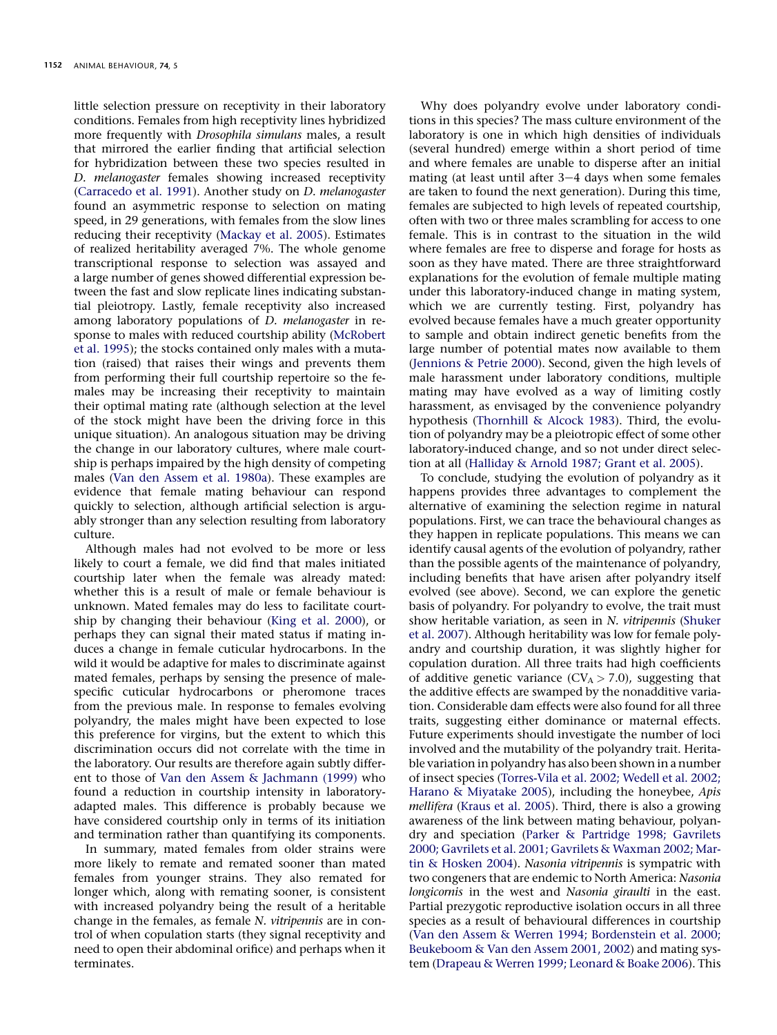little selection pressure on receptivity in their laboratory conditions. Females from high receptivity lines hybridized more frequently with *Drosophila simulans* males, a result that mirrored the earlier finding that artificial selection for hybridization between these two species resulted in *D. melanogaster* females showing increased receptivity (Carracedo et al. 1991). Another study on *D. melanogaster* found an asymmetric response to selection on mating speed, in 29 generations, with females from the slow lines reducing their receptivity (Mackay et al. 2005). Estimates of realized heritability averaged 7%. The whole genome transcriptional response to selection was assayed and a large number of genes showed differential expression between the fast and slow replicate lines indicating substantial pleiotropy. Lastly, female receptivity also increased among laboratory populations of *D. melanogaster* in response to males with reduced courtship ability (McRobert et al. 1995); the stocks contained only males with a mutation (raised) that raises their wings and prevents them from performing their full courtship repertoire so the females may be increasing their receptivity to maintain their optimal mating rate (although selection at the level of the stock might have been the driving force in this unique situation). An analogous situation may be driving the change in our laboratory cultures, where male courtship is perhaps impaired by the high density of competing males (Van den Assem et al. 1980a). These examples are evidence that female mating behaviour can respond quickly to selection, although artificial selection is arguably stronger than any selection resulting from laboratory culture.

Although males had not evolved to be more or less likely to court a female, we did find that males initiated courtship later when the female was already mated: whether this is a result of male or female behaviour is unknown. Mated females may do less to facilitate courtship by changing their behaviour (King et al. 2000), or perhaps they can signal their mated status if mating induces a change in female cuticular hydrocarbons. In the wild it would be adaptive for males to discriminate against mated females, perhaps by sensing the presence of male-specific cuticular hydrocarbons or pheromone traces from the previous male. In response to females evolving polyandry, the males might have been expected to lose this preference for virgins, but the extent to which this discrimination occurs did not correlate with the time in the laboratory. Our results are therefore again subtly different to those of Van den Assem & Jachmann (1999) who found a reduction in courtship intensity in laboratory-adapted males. This difference is probably because we have considered courtship only in terms of its initiation and termination rather than quantifying its components.

In summary, mated females from older strains were more likely to remate and remated sooner than mated females from younger strains. They also remated for longer which, along with remating sooner, is consistent with increased polyandry being the result of a heritable change in the females, as female *N. vitripennis* are in control of when copulation starts (they signal receptivity and need to open their abdominal orifice) and perhaps when it terminates.

Why does polyandry evolve under laboratory conditions in this species? The mass culture environment of the laboratory is one in which high densities of individuals (several hundred) emerge within a short period of time and where females are unable to disperse after an initial mating (at least until after 3–4 days when some females are taken to found the next generation). During this time, females are subjected to high levels of repeated courtship, often with two or three males scrambling for access to one female. This is in contrast to the situation in the wild where females are free to disperse and forage for hosts as soon as they have mated. There are three straightforward explanations for the evolution of female multiple mating under this laboratory-induced change in mating system, which we are currently testing. First, polyandry has evolved because females have a much greater opportunity to sample and obtain indirect genetic benefits from the large number of potential mates now available to them (Jennions & Petrie 2000). Second, given the high levels of male harassment under laboratory conditions, multiple mating may have evolved as a way of limiting costly harassment, as envisaged by the convenience polyandry hypothesis (Thornhill & Alcock 1983). Third, the evolution of polyandry may be a pleiotropic effect of some other laboratory-induced change, and so not under direct selection at all (Halliday & Arnold 1987; Grant et al. 2005).

To conclude, studying the evolution of polyandry as it happens provides three advantages to complement the alternative of examining the selection regime in natural populations. First, we can trace the behavioural changes as they happen in replicate populations. This means we can identify causal agents of the evolution of polyandry, rather than the possible agents of the maintenance of polyandry, including benefits that have arisen after polyandry itself evolved (see above). Second, we can explore the genetic basis of polyandry. For polyandry to evolve, the trait must show heritable variation, as seen in *N. vitripennis* (Shuker et al. 2007). Although heritability was low for female polyandry and courtship duration, it was slightly higher for copulation duration. All three traits had high coefficients of additive genetic variance ($CV_A > 7.0$), suggesting that the additive effects are swamped by the nonadditive variation. Considerable dam effects were also found for all three traits, suggesting either dominance or maternal effects. Future experiments should investigate the number of loci involved and the mutability of the polyandry trait. Heritable variation in polyandry has also been shown in a number of insect species (Torres-Vila et al. 2002; Wedell et al. 2002; Harano & Miyatake 2005), including the honeybee, *Apis mellifera* (Kraus et al. 2005). Third, there is also a growing awareness of the link between mating behaviour, polyandry and speciation (Parker & Partridge 1998; Gavrilets 2000; Gavrilets et al. 2001; Gavrilets & Waxman 2002; Martin & Hosken 2004). *Nasonia vitripennis* is sympatric with two congeners that are endemic to North America: *Nasonia longicornis* in the west and *Nasonia giraulti* in the east. Partial prezygotic reproductive isolation occurs in all three species as a result of behavioural differences in courtship (Van den Assem & Werren 1994; Bordenstein et al. 2000; Beukeboom & Van den Assem 2001, 2002) and mating system (Drapeau & Werren 1999; Leonard & Boake 2006). This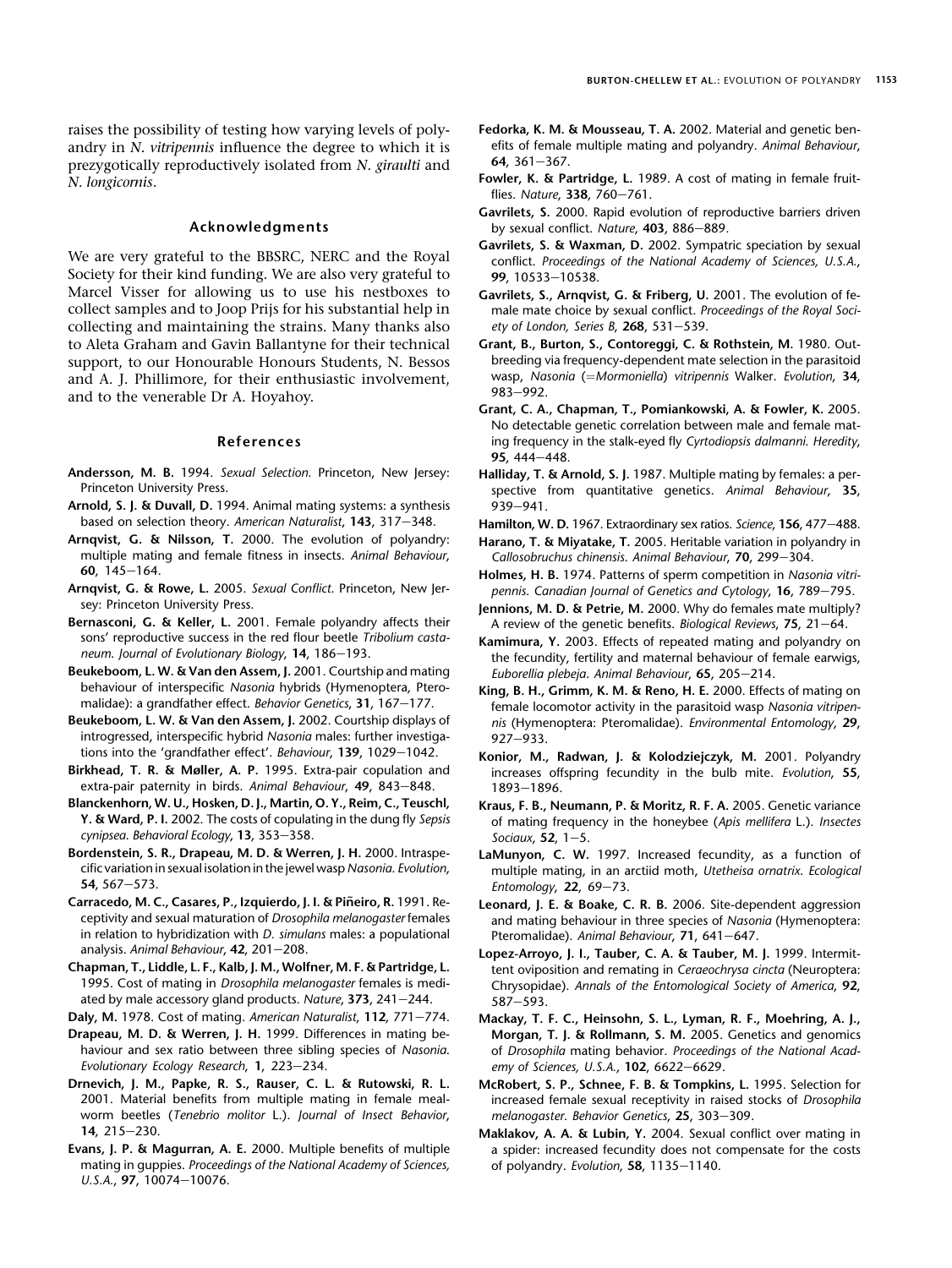raises the possibility of testing how varying levels of polyandry in *N. vitripennis* influence the degree to which it is prezygotically reproductively isolated from *N. giraulti* and *N. longicornis*.

## Acknowledgments

We are very grateful to the BBSRC, NERC and the Royal Society for their kind funding. We are also very grateful to Marcel Visser for allowing us to use his nestboxes to collect samples and to Joop Prijs for his substantial help in collecting and maintaining the strains. Many thanks also to Aleta Graham and Gavin Ballantyne for their technical support, to our Honourable Honours Students, N. Bessos and A. J. Phillimore, for their enthusiastic involvement, and to the venerable Dr A. Hoyahoy.

## References

**Andersson, M. B.** 1994. *Sexual Selection*. Princeton, New Jersey: Princeton University Press.

**Arnold, S. J. & Duvall, D.** 1994. Animal mating systems: a synthesis based on selection theory. *American Naturalist*, **143**, 317–348.

**Arnqvist, G. & Nilsson, T.** 2000. The evolution of polyandry: multiple mating and female fitness in insects. *Animal Behaviour*, **60**, 145–164.

**Arnqvist, G. & Rowe, L.** 2005. *Sexual Conflict*. Princeton, New Jersey: Princeton University Press.

**Bernasconi, G. & Keller, L.** 2001. Female polyandry affects their sons' reproductive success in the red flour beetle *Tribolium castaneum*. *Journal of Evolutionary Biology*, **14**, 186–193.

**Beukeboom, L. W. & Van den Assem, J.** 2001. Courtship and mating behaviour of interspecific *Nasonia* hybrids (Hymenoptera, Pteromalidae): a grandfather effect. *Behavior Genetics*, **31**, 167–177.

**Beukeboom, L. W. & Van den Assem, J.** 2002. Courtship displays of introgressed, interspecific hybrid *Nasonia* males: further investigations into the 'grandfather effect'. *Behaviour*, **139**, 1029–1042.

**Birkhead, T. R. & Møller, A. P.** 1995. Extra-pair copulation and extra-pair paternity in birds. *Animal Behaviour*, **49**, 843–848.

**Blanckenhorn, W. U., Hosken, D. J., Martin, O. Y., Reim, C., Teuschl, Y. & Ward, P. I.** 2002. The costs of copulating in the dung fly *Sepsis cynipsea*. *Behavioral Ecology*, **13**, 353–358.

**Bordenstein, S. R., Drapeau, M. D. & Werren, J. H.** 2000. Intraspecific variation in sexual isolation in the jewel wasp *Nasonia*. *Evolution*, **54**, 567–573.

**Carracedo, M. C., Casares, P., Izquierdo, J. I. & Piñeiro, R.** 1991. Receptivity and sexual maturation of *Drosophila melanogaster* females in relation to hybridization with *D. simulans* males: a populational analysis. *Animal Behaviour*, **42**, 201–208.

**Chapman, T., Liddle, L. F., Kalb, J. M., Wolfner, M. F. & Partridge, L.** 1995. Cost of mating in *Drosophila melanogaster* females is mediated by male accessory gland products. *Nature*, **373**, 241–244.

**Daly, M.** 1978. Cost of mating. *American Naturalist*, **112**, 771–774.

**Drapeau, M. D. & Werren, J. H.** 1999. Differences in mating behaviour and sex ratio between three sibling species of *Nasonia*. *Evolutionary Ecology Research*, **1**, 223–234.

**Drnevich, J. M., Papke, R. S., Rauser, C. L. & Rutowski, R. L.** 2001. Material benefits from multiple mating in female mealworm beetles (*Tenebrio molitor* L.). *Journal of Insect Behavior*, **14**, 215–230.

**Evans, J. P. & Magurran, A. E.** 2000. Multiple benefits of multiple mating in guppies. *Proceedings of the National Academy of Sciences, U.S.A.*, **97**, 10074–10076.

**Fedorka, K. M. & Mousseau, T. A.** 2002. Material and genetic benefits of female multiple mating and polyandry. *Animal Behaviour*, **64**, 361–367.

**Fowler, K. & Partridge, L.** 1989. A cost of mating in female fruitflies. *Nature*, **338**, 760–761.

**Gavrilets, S.** 2000. Rapid evolution of reproductive barriers driven by sexual conflict. *Nature*, **403**, 886–889.

**Gavrilets, S. & Waxman, D.** 2002. Sympatric speciation by sexual conflict. *Proceedings of the National Academy of Sciences, U.S.A.*, **99**, 10533–10538.

**Gavrilets, S., Arnqvist, G. & Friberg, U.** 2001. The evolution of female mate choice by sexual conflict. *Proceedings of the Royal Society of London, Series B*, **268**, 531–539.

**Grant, B., Burton, S., Contoreggi, C. & Rothstein, M.** 1980. Outbreeding via frequency-dependent mate selection in the parasitoid wasp, *Nasonia* (=*Mormoniella*) *vitripennis* Walker. *Evolution*, **34**, 983–992.

**Grant, C. A., Chapman, T., Pomiankowski, A. & Fowler, K.** 2005. No detectable genetic correlation between male and female mating frequency in the stalk-eyed fly *Cyrtodiopsis dalmanni*. *Heredity*, **95**, 444–448.

**Halliday, T. & Arnold, S. J.** 1987. Multiple mating by females: a perspective from quantitative genetics. *Animal Behaviour*, **35**, 939–941.

**Hamilton, W. D.** 1967. Extraordinary sex ratios. *Science*, **156**, 477–488.

**Harano, T. & Miyatake, T.** 2005. Heritable variation in polyandry in *Callosobruchus chinensis*. *Animal Behaviour*, **70**, 299–304.

**Holmes, H. B.** 1974. Patterns of sperm competition in *Nasonia vitripennis*. *Canadian Journal of Genetics and Cytology*, **16**, 789–795.

**Jennions, M. D. & Petrie, M.** 2000. Why do females mate multiply? A review of the genetic benefits. *Biological Reviews*, **75**, 21–64.

**Kamimura, Y.** 2003. Effects of repeated mating and polyandry on the fecundity, fertility and maternal behaviour of female earwigs, *Euborellia plebeja*. *Animal Behaviour*, **65**, 205–214.

**King, B. H., Grimm, K. M. & Reno, H. E.** 2000. Effects of mating on female locomotor activity in the parasitoid wasp *Nasonia vitripennis* (Hymenoptera: Pteromalidae). *Environmental Entomology*, **29**, 927–933.

**Konior, M., Radwan, J. & Kolodziejczyk, M.** 2001. Polyandry increases offspring fecundity in the bulb mite. *Evolution*, **55**, 1893–1896.

**Kraus, F. B., Neumann, P. & Moritz, R. F. A.** 2005. Genetic variance of mating frequency in the honeybee (*Apis mellifera* L.). *Insectes Sociaux*, **52**, 1–5.

**LaMunyon, C. W.** 1997. Increased fecundity, as a function of multiple mating, in an arctiid moth, *Utetheisa ornatrix*. *Ecological Entomology*, **22**, 69–73.

**Leonard, J. E. & Boake, C. R. B.** 2006. Site-dependent aggression and mating behaviour in three species of *Nasonia* (Hymenoptera: Pteromalidae). *Animal Behaviour*, **71**, 641–647.

**Lopez-Arroyo, J. I., Tauber, C. A. & Tauber, M. J.** 1999. Intermittent oviposition and remating in *Ceraeochrysa cincta* (Neuroptera: Chrysopidae). *Annals of the Entomological Society of America*, **92**, 587–593.

**Mackay, T. F. C., Heinsohn, S. L., Lyman, R. F., Moehring, A. J., Morgan, T. J. & Rollmann, S. M.** 2005. Genetics and genomics of *Drosophila* mating behavior. *Proceedings of the National Academy of Sciences, U.S.A.*, **102**, 6622–6629.

**McRobert, S. P., Schnee, F. B. & Tompkins, L.** 1995. Selection for increased female sexual receptivity in raised stocks of *Drosophila melanogaster*. *Behavior Genetics*, **25**, 303–309.

**Maklakov, A. A. & Lubin, Y.** 2004. Sexual conflict over mating in a spider: increased fecundity does not compensate for the costs of polyandry. *Evolution*, **58**, 1135–1140.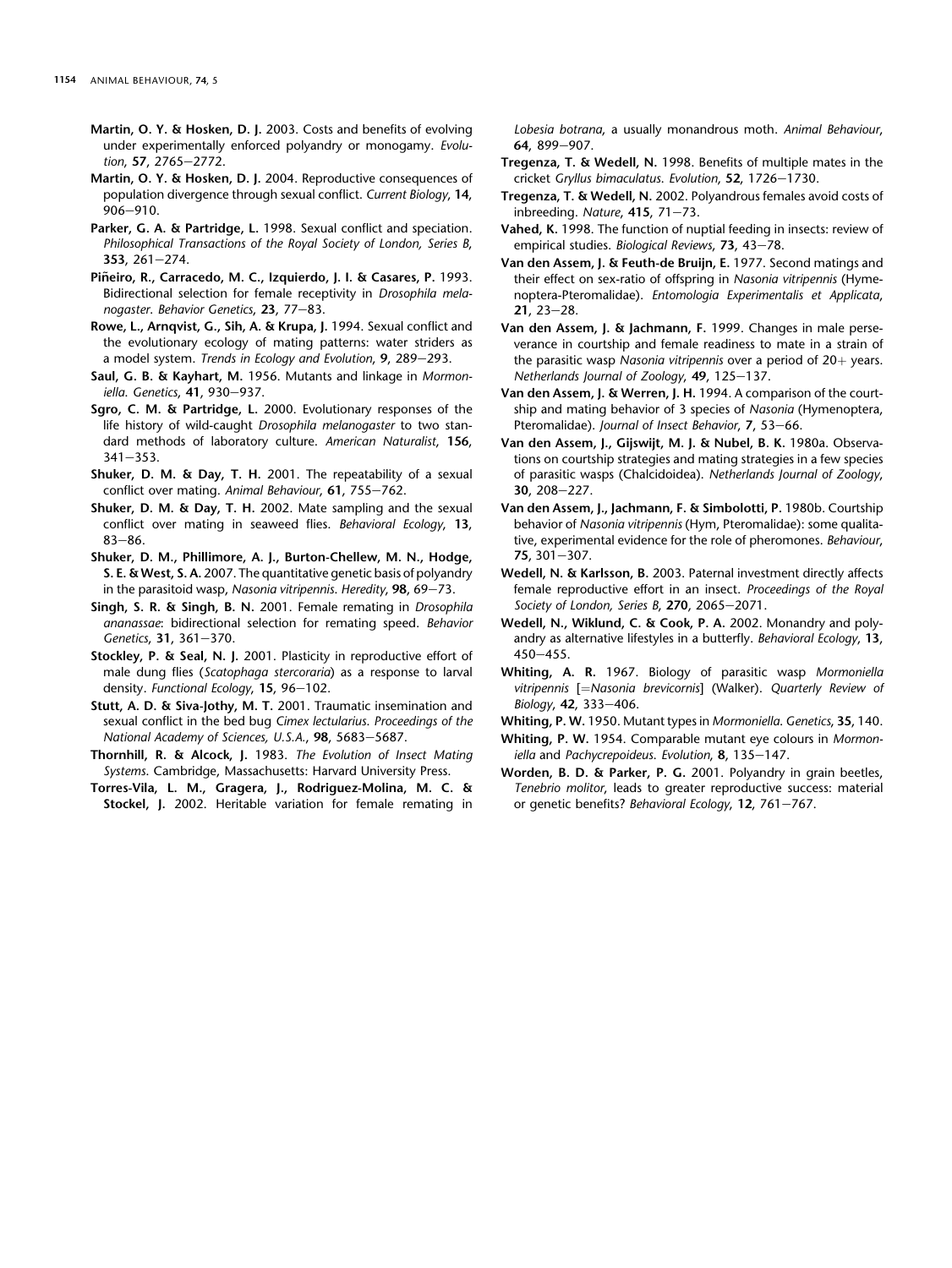**Martin, O. Y. & Hosken, D. J.** 2003. Costs and benefits of evolving under experimentally enforced polyandry or monogamy. *Evolution*, **57**, 2765–2772.

**Martin, O. Y. & Hosken, D. J.** 2004. Reproductive consequences of population divergence through sexual conflict. *Current Biology*, **14**, 906–910.

**Parker, G. A. & Partridge, L.** 1998. Sexual conflict and speciation. *Philosophical Transactions of the Royal Society of London, Series B*, **353**, 261–274.

**Piñeiro, R., Carracedo, M. C., Izquierdo, J. I. & Casares, P.** 1993. Bidirectional selection for female receptivity in *Drosophila melanogaster*. *Behavior Genetics*, **23**, 77–83.

**Rowe, L., Arnqvist, G., Sih, A. & Krupa, J.** 1994. Sexual conflict and the evolutionary ecology of mating patterns: water striders as a model system. *Trends in Ecology and Evolution*, **9**, 289–293.

**Saul, G. B. & Kayhart, M.** 1956. Mutants and linkage in *Mormoniella*. *Genetics*, **41**, 930–937.

**Sgro, C. M. & Partridge, L.** 2000. Evolutionary responses of the life history of wild-caught *Drosophila melanogaster* to two standard methods of laboratory culture. *American Naturalist*, **156**, 341–353.

**Shuker, D. M. & Day, T. H.** 2001. The repeatability of a sexual conflict over mating. *Animal Behaviour*, **61**, 755–762.

**Shuker, D. M. & Day, T. H.** 2002. Mate sampling and the sexual conflict over mating in seaweed flies. *Behavioral Ecology*, **13**, 83–86.

**Shuker, D. M., Phillimore, A. J., Burton-Chellew, M. N., Hodge, S. E. & West, S. A.** 2007. The quantitative genetic basis of polyandry in the parasitoid wasp, *Nasonia vitripennis*. *Heredity*, **98**, 69–73.

**Singh, S. R. & Singh, B. N.** 2001. Female remating in *Drosophila ananassae*: bidirectional selection for remating speed. *Behavior Genetics*, **31**, 361–370.

**Stockley, P. & Seal, N. J.** 2001. Plasticity in reproductive effort of male dung flies (*Scatophaga stercoraria*) as a response to larval density. *Functional Ecology*, **15**, 96–102.

**Stutt, A. D. & Siva-Jothy, M. T.** 2001. Traumatic insemination and sexual conflict in the bed bug *Cimex lectularius*. *Proceedings of the National Academy of Sciences, U.S.A.*, **98**, 5683–5687.

**Thornhill, R. & Alcock, J.** 1983. *The Evolution of Insect Mating Systems*. Cambridge, Massachusetts: Harvard University Press.

**Torres-Vila, L. M., Gragera, J., Rodriguez-Molina, M. C. & Stockel, J.** 2002. Heritable variation for female remating in *Lobesia botrana*, a usually monandrous moth. *Animal Behaviour*, **64**, 899–907.

**Tregenza, T. & Wedell, N.** 1998. Benefits of multiple mates in the cricket *Gryllus bimaculatus*. *Evolution*, **52**, 1726–1730.

**Tregenza, T. & Wedell, N.** 2002. Polyandrous females avoid costs of inbreeding. *Nature*, **415**, 71–73.

**Vahed, K.** 1998. The function of nuptial feeding in insects: review of empirical studies. *Biological Reviews*, **73**, 43–78.

**Van den Assem, J. & Feuth-de Bruijn, E.** 1977. Second matings and their effect on sex-ratio of offspring in *Nasonia vitripennis* (Hymenoptera-Pteromalidae). *Entomologia Experimentalis et Applicata*, **21**, 23–28.

**Van den Assem, J. & Jachmann, F.** 1999. Changes in male perseverance in courtship and female readiness to mate in a strain of the parasitic wasp *Nasonia vitripennis* over a period of 20+ years. *Netherlands Journal of Zoology*, **49**, 125–137.

**Van den Assem, J. & Werren, J. H.** 1994. A comparison of the courtship and mating behavior of 3 species of *Nasonia* (Hymenoptera, Pteromalidae). *Journal of Insect Behavior*, **7**, 53–66.

**Van den Assem, J., Gijswijt, M. J. & Nubel, B. K.** 1980a. Observations on courtship strategies and mating strategies in a few species of parasitic wasps (Chalcidoidea). *Netherlands Journal of Zoology*, **30**, 208–227.

**Van den Assem, J., Jachmann, F. & Simbolotti, P.** 1980b. Courtship behavior of *Nasonia vitripennis* (Hym, Pteromalidae): some qualitative, experimental evidence for the role of pheromones. *Behaviour*, **75**, 301–307.

**Wedell, N. & Karlsson, B.** 2003. Paternal investment directly affects female reproductive effort in an insect. *Proceedings of the Royal Society of London, Series B*, **270**, 2065–2071.

**Wedell, N., Wiklund, C. & Cook, P. A.** 2002. Monandry and polyandry as alternative lifestyles in a butterfly. *Behavioral Ecology*, **13**, 450–455.

**Whiting, A. R.** 1967. Biology of parasitic wasp *Mormoniella vitripennis* [=*Nasonia brevicornis*] (Walker). *Quarterly Review of Biology*, **42**, 333–406.

**Whiting, P. W.** 1950. Mutant types in *Mormoniella*. *Genetics*, **35**, 140.

**Whiting, P. W.** 1954. Comparable mutant eye colours in *Mormoniella* and *Pachycrepoideus*. *Evolution*, **8**, 135–147.

**Worden, B. D. & Parker, P. G.** 2001. Polyandry in grain beetles, *Tenebrio molitor*, leads to greater reproductive success: material or genetic benefits? *Behavioral Ecology*, **12**, 761–767.